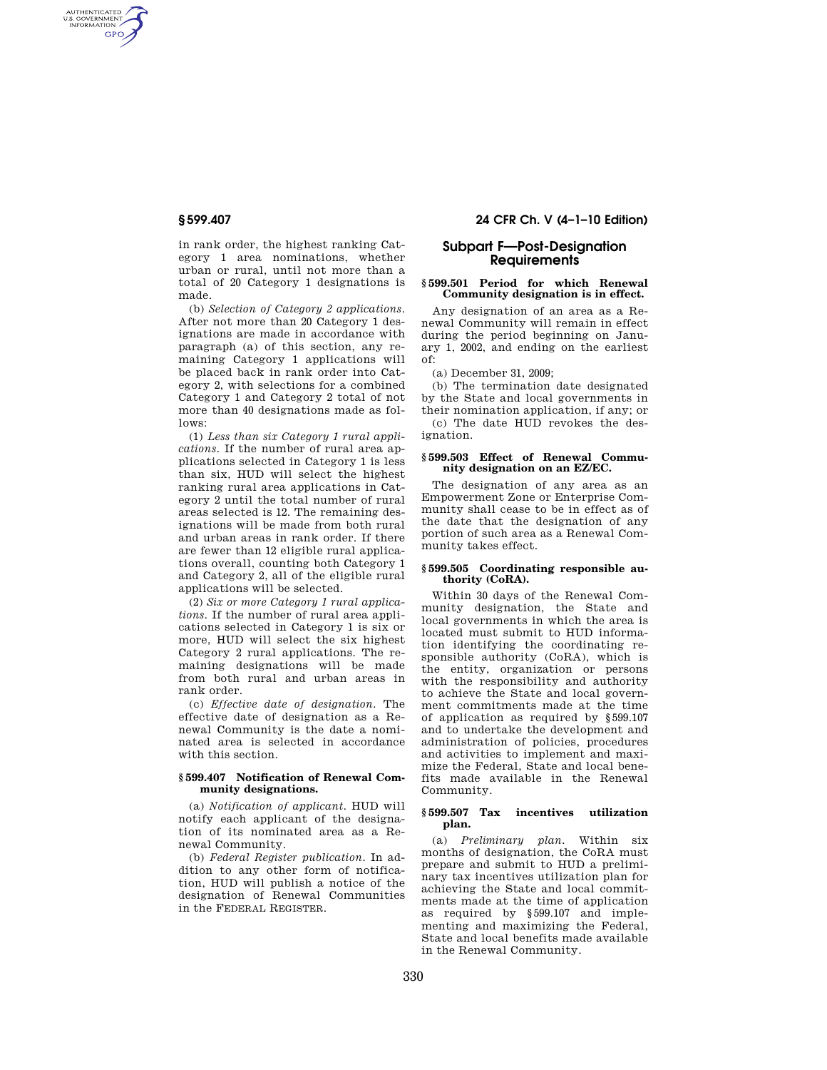in rank order, the highest ranking Category 1 area nominations, whether urban or rural, until not more than a total of 20 Category 1 designations is made.

(b) *Selection of Category 2 applications.* After not more than 20 Category 1 designations are made in accordance with paragraph (a) of this section, any remaining Category 1 applications will be placed back in rank order into Category 2, with selections for a combined Category 1 and Category 2 total of not more than 40 designations made as follows:

(1) *Less than six Category 1 rural applications.* If the number of rural area applications selected in Category 1 is less than six, HUD will select the highest ranking rural area applications in Category 2 until the total number of rural areas selected is 12. The remaining designations will be made from both rural and urban areas in rank order. If there are fewer than 12 eligible rural applications overall, counting both Category 1 and Category 2, all of the eligible rural applications will be selected.

(2) *Six or more Category 1 rural applications.* If the number of rural area applications selected in Category 1 is six or more, HUD will select the six highest Category 2 rural applications. The remaining designations will be made from both rural and urban areas in rank order.

(c) *Effective date of designation.* The effective date of designation as a Renewal Community is the date a nominated area is selected in accordance with this section.

### § 599.407 Notification of Renewal Community designations.

(a) *Notification of applicant.* HUD will notify each applicant of the designation of its nominated area as a Renewal Community.

(b) *Federal Register publication.* In addition to any other form of notification, HUD will publish a notice of the designation of Renewal Communities in the FEDERAL REGISTER.

## Subpart F—Post-Designation Requirements

### § 599.501 Period for which Renewal Community designation is in effect.

Any designation of an area as a Renewal Community will remain in effect during the period beginning on January 1, 2002, and ending on the earliest of:

(a) December 31, 2009;

(b) The termination date designated by the State and local governments in their nomination application, if any; or

(c) The date HUD revokes the designation.

### § 599.503 Effect of Renewal Community designation on an EZ/EC.

The designation of any area as an Empowerment Zone or Enterprise Community shall cease to be in effect as of the date that the designation of any portion of such area as a Renewal Community takes effect.

### § 599.505 Coordinating responsible authority (CoRA).

Within 30 days of the Renewal Community designation, the State and local governments in which the area is located must submit to HUD information identifying the coordinating responsible authority (CoRA), which is the entity, organization or persons with the responsibility and authority to achieve the State and local government commitments made at the time of application as required by § 599.107 and to undertake the development and administration of policies, procedures and activities to implement and maximize the Federal, State and local benefits made available in the Renewal Community.

### § 599.507 Tax incentives utilization plan.

(a) *Preliminary plan.* Within six months of designation, the CoRA must prepare and submit to HUD a preliminary tax incentives utilization plan for achieving the State and local commitments made at the time of application as required by § 599.107 and implementing and maximizing the Federal, State and local benefits made available in the Renewal Community.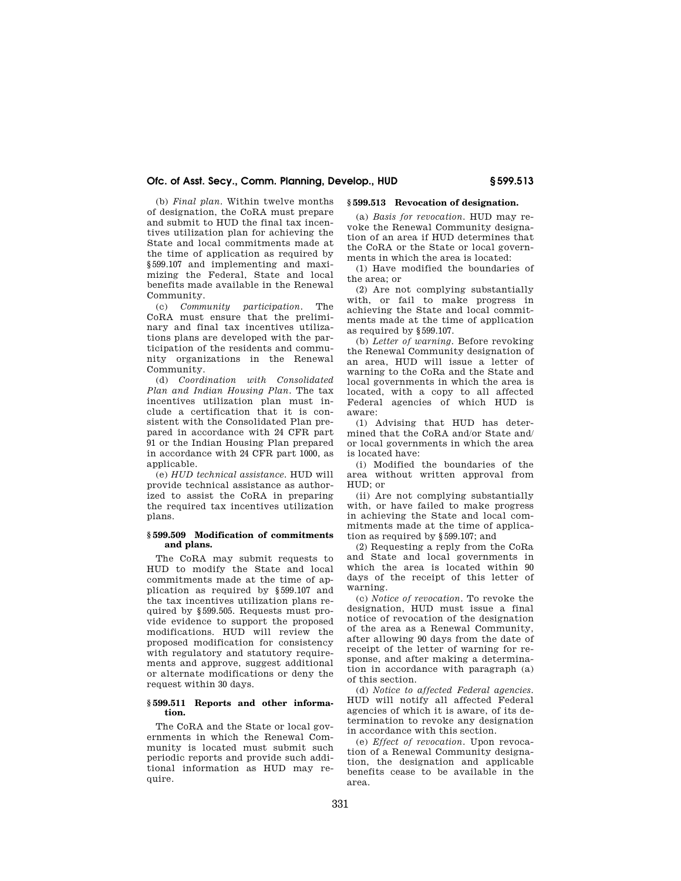(b) *Final plan.* Within twelve months of designation, the CoRA must prepare and submit to HUD the final tax incentives utilization plan for achieving the State and local commitments made at the time of application as required by §599.107 and implementing and maximizing the Federal, State and local benefits made available in the Renewal Community.

(c) *Community participation.* The CoRA must ensure that the preliminary and final tax incentives utilizations plans are developed with the participation of the residents and community organizations in the Renewal Community.

(d) *Coordination with Consolidated Plan and Indian Housing Plan.* The tax incentives utilization plan must include a certification that it is consistent with the Consolidated Plan prepared in accordance with 24 CFR part 91 or the Indian Housing Plan prepared in accordance with 24 CFR part 1000, as applicable.

(e) *HUD technical assistance.* HUD will provide technical assistance as authorized to assist the CoRA in preparing the required tax incentives utilization plans.

### § 599.509 Modification of commitments and plans.

The CoRA may submit requests to HUD to modify the State and local commitments made at the time of application as required by §599.107 and the tax incentives utilization plans required by §599.505. Requests must provide evidence to support the proposed modifications. HUD will review the proposed modification for consistency with regulatory and statutory requirements and approve, suggest additional or alternate modifications or deny the request within 30 days.

### § 599.511 Reports and other information.

The CoRA and the State or local governments in which the Renewal Community is located must submit such periodic reports and provide such additional information as HUD may require.

### § 599.513 Revocation of designation.

(a) *Basis for revocation.* HUD may revoke the Renewal Community designation of an area if HUD determines that the CoRA or the State or local governments in which the area is located:

(1) Have modified the boundaries of the area; or

(2) Are not complying substantially with, or fail to make progress in achieving the State and local commitments made at the time of application as required by §599.107.

(b) *Letter of warning.* Before revoking the Renewal Community designation of an area, HUD will issue a letter of warning to the CoRa and the State and local governments in which the area is located, with a copy to all affected Federal agencies of which HUD is aware:

(1) Advising that HUD has determined that the CoRA and/or State and/or local governments in which the area is located have:

(i) Modified the boundaries of the area without written approval from HUD; or

(ii) Are not complying substantially with, or have failed to make progress in achieving the State and local commitments made at the time of application as required by §599.107; and

(2) Requesting a reply from the CoRa and State and local governments in which the area is located within 90 days of the receipt of this letter of warning.

(c) *Notice of revocation.* To revoke the designation, HUD must issue a final notice of revocation of the designation of the area as a Renewal Community, after allowing 90 days from the date of receipt of the letter of warning for response, and after making a determination in accordance with paragraph (a) of this section.

(d) *Notice to affected Federal agencies.* HUD will notify all affected Federal agencies of which it is aware, of its determination to revoke any designation in accordance with this section.

(e) *Effect of revocation.* Upon revocation of a Renewal Community designation, the designation and applicable benefits cease to be available in the area.